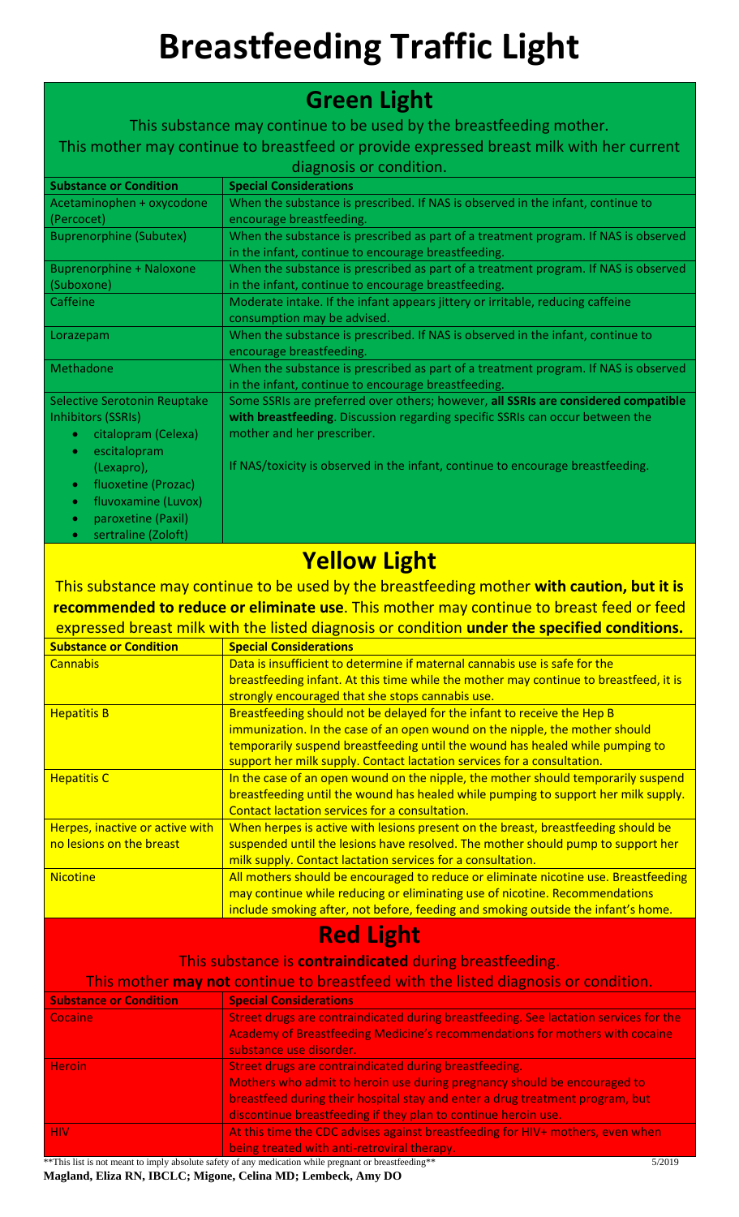# Breastfeeding Traffic Light

## Green Light

This substance may continue to be used by the breastfeeding mother.

This mother may continue to breastfeed or provide expressed breast milk with her current diagnosis or condition.

| Substance or Condition | Special Considerations |
| --- | --- |
| Acetaminophen + oxycodone (Percocet) | When the substance is prescribed. If NAS is observed in the infant, continue to encourage breastfeeding. |
| Buprenorphine (Subutex) | When the substance is prescribed as part of a treatment program. If NAS is observed in the infant, continue to encourage breastfeeding. |
| Buprenorphine + Naloxone (Suboxone) | When the substance is prescribed as part of a treatment program. If NAS is observed in the infant, continue to encourage breastfeeding. |
| Caffeine | Moderate intake. If the infant appears jittery or irritable, reducing caffeine consumption may be advised. |
| Lorazepam | When the substance is prescribed. If NAS is observed in the infant, continue to encourage breastfeeding. |
| Methadone | When the substance is prescribed as part of a treatment program. If NAS is observed in the infant, continue to encourage breastfeeding. |
| Selective Serotonin Reuptake Inhibitors (SSRIs)<br>• citalopram (Celexa)<br>• escitalopram (Lexapro),<br>• fluoxetine (Prozac)<br>• fluvoxamine (Luvox)<br>• paroxetine (Paxil)<br>• sertraline (Zoloft) | Some SSRIs are preferred over others; however, **all SSRIs are considered compatible with breastfeeding**. Discussion regarding specific SSRIs can occur between the mother and her prescriber.<br><br>If NAS/toxicity is observed in the infant, continue to encourage breastfeeding. |

## Yellow Light

This substance may continue to be used by the breastfeeding mother **with caution, but it is recommended to reduce or eliminate use**. This mother may continue to breast feed or feed expressed breast milk with the listed diagnosis or condition **under the specified conditions.**

| Substance or Condition | Special Considerations |
| --- | --- |
| Cannabis | Data is insufficient to determine if maternal cannabis use is safe for the breastfeeding infant. At this time while the mother may continue to breastfeed, it is strongly encouraged that she stops cannabis use. |
| Hepatitis B | Breastfeeding should not be delayed for the infant to receive the Hep B immunization. In the case of an open wound on the nipple, the mother should temporarily suspend breastfeeding until the wound has healed while pumping to support her milk supply. Contact lactation services for a consultation. |
| Hepatitis C | In the case of an open wound on the nipple, the mother should temporarily suspend breastfeeding until the wound has healed while pumping to support her milk supply. Contact lactation services for a consultation. |
| Herpes, inactive or active with no lesions on the breast | When herpes is active with lesions present on the breast, breastfeeding should be suspended until the lesions have resolved. The mother should pump to support her milk supply. Contact lactation services for a consultation. |
| Nicotine | All mothers should be encouraged to reduce or eliminate nicotine use. Breastfeeding may continue while reducing or eliminating use of nicotine. Recommendations include smoking after, not before, feeding and smoking outside the infant's home. |

## Red Light

This substance is **contraindicated** during breastfeeding.

This mother **may not** continue to breastfeed with the listed diagnosis or condition.

| Substance or Condition | Special Considerations |
| --- | --- |
| Cocaine | Street drugs are contraindicated during breastfeeding. See lactation services for the Academy of Breastfeeding Medicine's recommendations for mothers with cocaine substance use disorder. |
| Heroin | Street drugs are contraindicated during breastfeeding.<br>Mothers who admit to heroin use during pregnancy should be encouraged to breastfeed during their hospital stay and enter a drug treatment program, but discontinue breastfeeding if they plan to continue heroin use. |
| HIV | At this time the CDC advises against breastfeeding for HIV+ mothers, even when being treated with anti-retroviral therapy. |

**This list is not meant to imply absolute safety of any medication while pregnant or breastfeeding** 5/2019

**Magland, Eliza RN, IBCLC; Migone, Celina MD; Lembeck, Amy DO**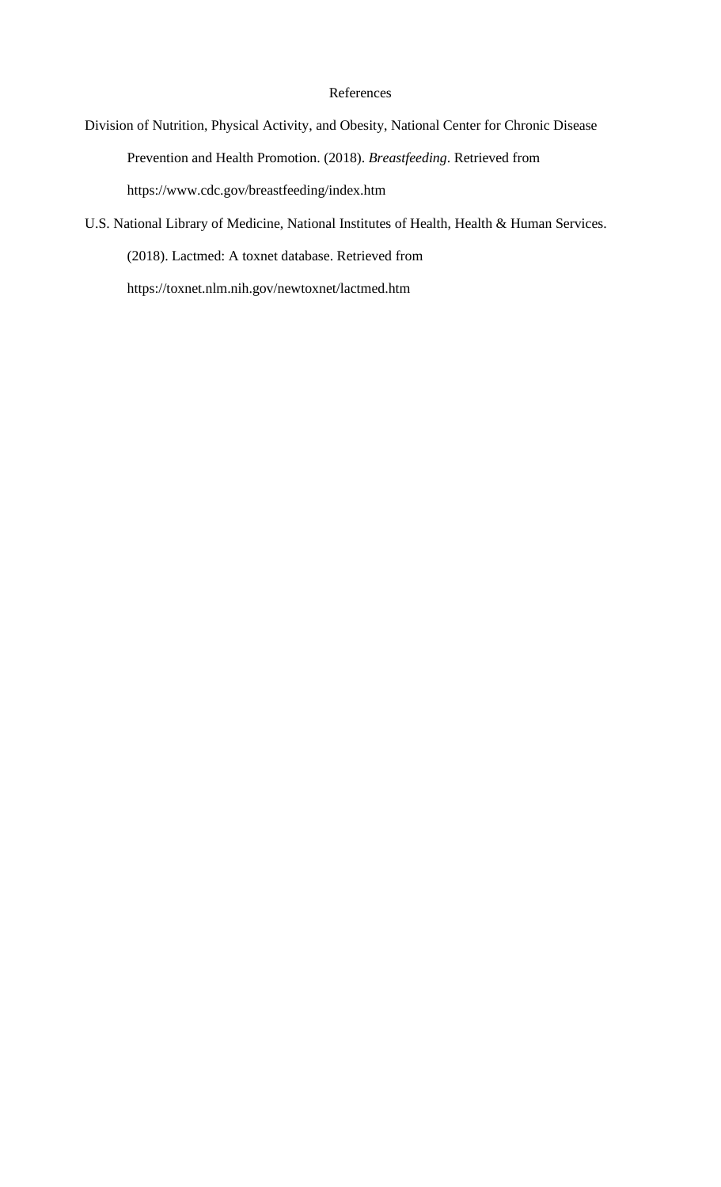# References

Division of Nutrition, Physical Activity, and Obesity, National Center for Chronic Disease Prevention and Health Promotion. (2018). *Breastfeeding*. Retrieved from https://www.cdc.gov/breastfeeding/index.htm

U.S. National Library of Medicine, National Institutes of Health, Health & Human Services. (2018). Lactmed: A toxnet database. Retrieved from https://toxnet.nlm.nih.gov/newtoxnet/lactmed.htm